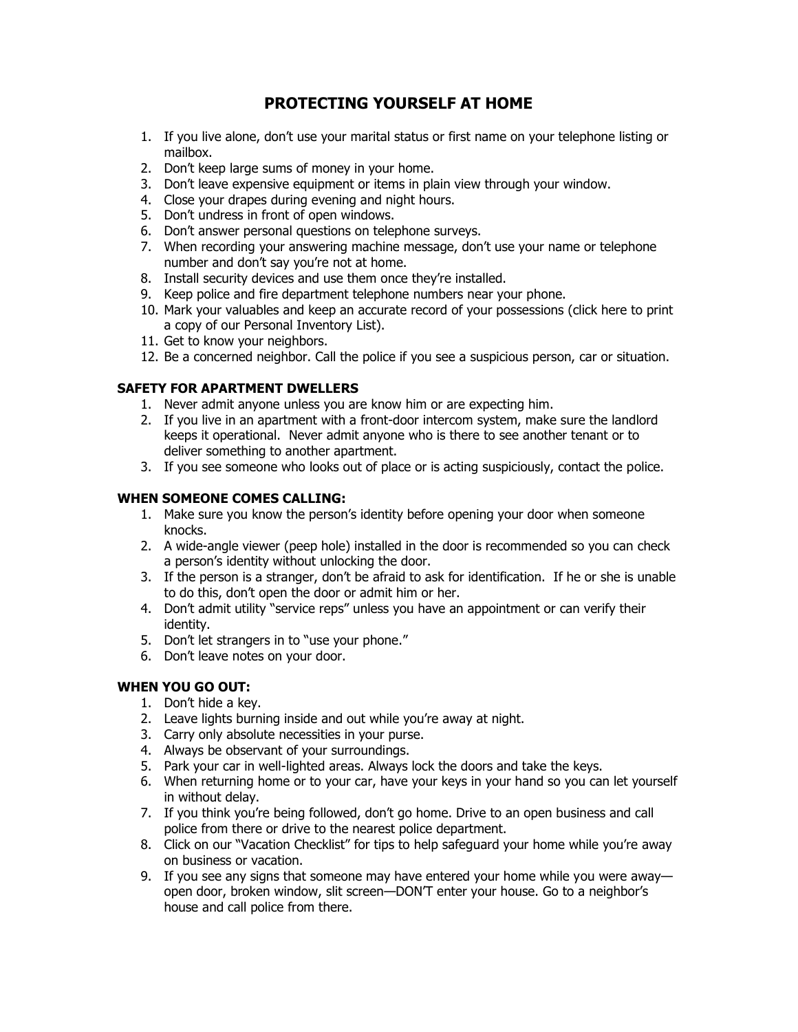# PROTECTING YOURSELF AT HOME

1. If you live alone, don't use your marital status or first name on your telephone listing or mailbox.
2. Don't keep large sums of money in your home.
3. Don't leave expensive equipment or items in plain view through your window.
4. Close your drapes during evening and night hours.
5. Don't undress in front of open windows.
6. Don't answer personal questions on telephone surveys.
7. When recording your answering machine message, don't use your name or telephone number and don't say you're not at home.
8. Install security devices and use them once they're installed.
9. Keep police and fire department telephone numbers near your phone.
10. Mark your valuables and keep an accurate record of your possessions (click here to print a copy of our Personal Inventory List).
11. Get to know your neighbors.
12. Be a concerned neighbor. Call the police if you see a suspicious person, car or situation.

**SAFETY FOR APARTMENT DWELLERS**

1. Never admit anyone unless you are know him or are expecting him.
2. If you live in an apartment with a front-door intercom system, make sure the landlord keeps it operational. Never admit anyone who is there to see another tenant or to deliver something to another apartment.
3. If you see someone who looks out of place or is acting suspiciously, contact the police.

**WHEN SOMEONE COMES CALLING:**

1. Make sure you know the person's identity before opening your door when someone knocks.
2. A wide-angle viewer (peep hole) installed in the door is recommended so you can check a person's identity without unlocking the door.
3. If the person is a stranger, don't be afraid to ask for identification. If he or she is unable to do this, don't open the door or admit him or her.
4. Don't admit utility "service reps" unless you have an appointment or can verify their identity.
5. Don't let strangers in to "use your phone."
6. Don't leave notes on your door.

**WHEN YOU GO OUT:**

1. Don't hide a key.
2. Leave lights burning inside and out while you're away at night.
3. Carry only absolute necessities in your purse.
4. Always be observant of your surroundings.
5. Park your car in well-lighted areas. Always lock the doors and take the keys.
6. When returning home or to your car, have your keys in your hand so you can let yourself in without delay.
7. If you think you're being followed, don't go home. Drive to an open business and call police from there or drive to the nearest police department.
8. Click on our "Vacation Checklist" for tips to help safeguard your home while you're away on business or vacation.
9. If you see any signs that someone may have entered your home while you were away—open door, broken window, slit screen—DON'T enter your house. Go to a neighbor's house and call police from there.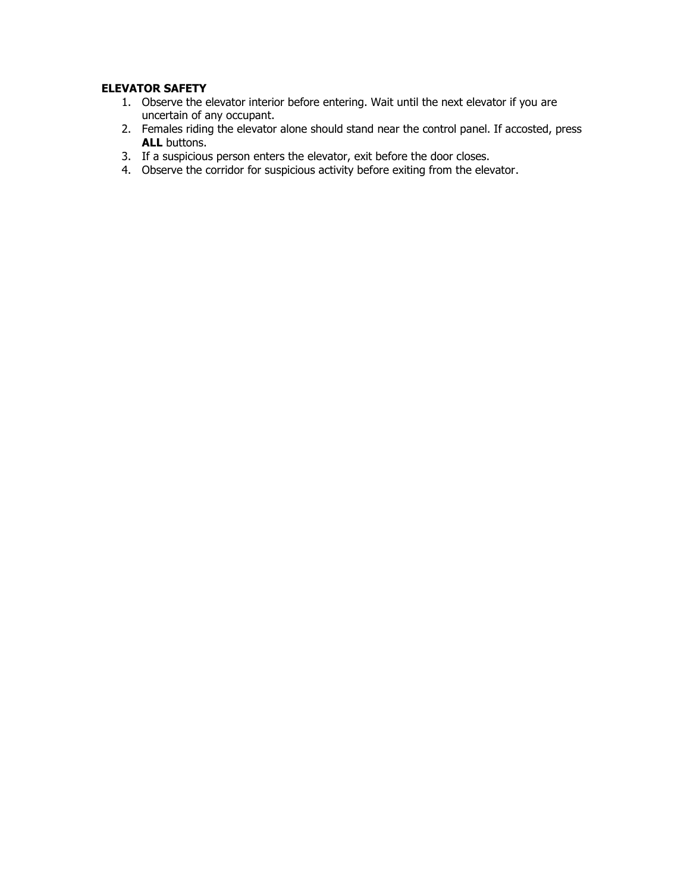**ELEVATOR SAFETY**

1. Observe the elevator interior before entering. Wait until the next elevator if you are uncertain of any occupant.
2. Females riding the elevator alone should stand near the control panel. If accosted, press **ALL** buttons.
3. If a suspicious person enters the elevator, exit before the door closes.
4. Observe the corridor for suspicious activity before exiting from the elevator.